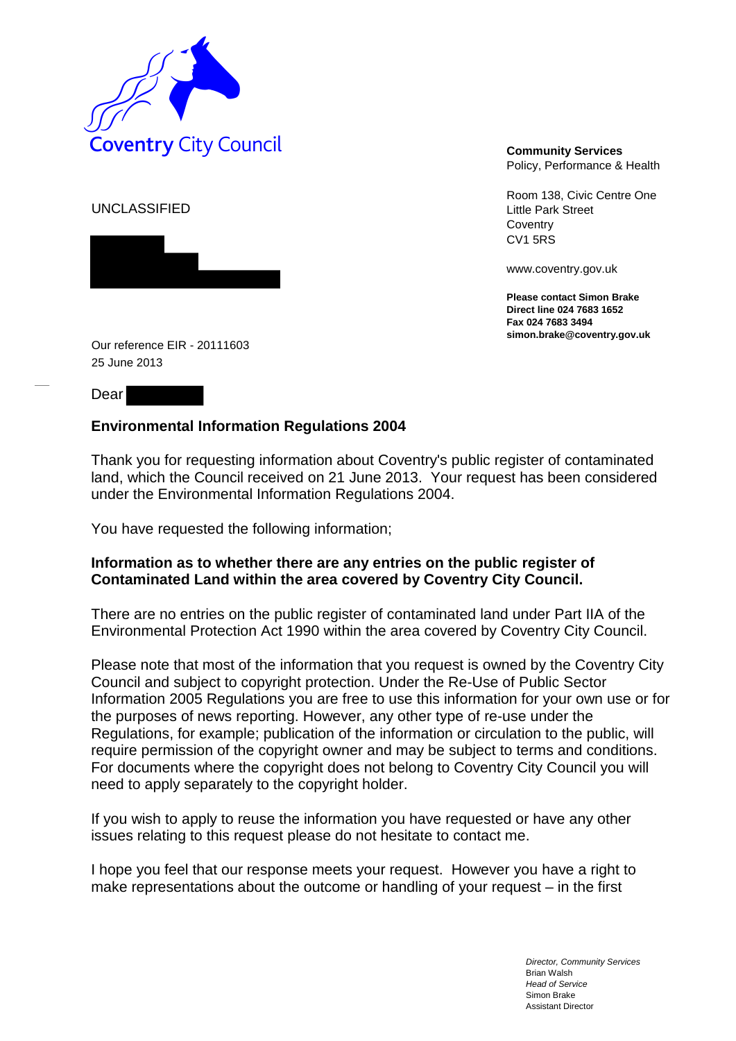Coventry City Council

**Community Services**
Policy, Performance & Health

Room 138, Civic Centre One
Little Park Street
Coventry
CV1 5RS

www.coventry.gov.uk

**Please contact Simon Brake**
**Direct line 024 7683 1652**
**Fax 024 7683 3494**
**simon.brake@coventry.gov.uk**

UNCLASSIFIED

Our reference EIR - 20111603
25 June 2013

Dear

**Environmental Information Regulations 2004**

Thank you for requesting information about Coventry's public register of contaminated land, which the Council received on 21 June 2013. Your request has been considered under the Environmental Information Regulations 2004.

You have requested the following information;

**Information as to whether there are any entries on the public register of Contaminated Land within the area covered by Coventry City Council.**

There are no entries on the public register of contaminated land under Part IIA of the Environmental Protection Act 1990 within the area covered by Coventry City Council.

Please note that most of the information that you request is owned by the Coventry City Council and subject to copyright protection. Under the Re-Use of Public Sector Information 2005 Regulations you are free to use this information for your own use or for the purposes of news reporting. However, any other type of re-use under the Regulations, for example; publication of the information or circulation to the public, will require permission of the copyright owner and may be subject to terms and conditions. For documents where the copyright does not belong to Coventry City Council you will need to apply separately to the copyright holder.

If you wish to apply to reuse the information you have requested or have any other issues relating to this request please do not hesitate to contact me.

I hope you feel that our response meets your request. However you have a right to make representations about the outcome or handling of your request – in the first

*Director, Community Services*
Brian Walsh
*Head of Service*
Simon Brake
Assistant Director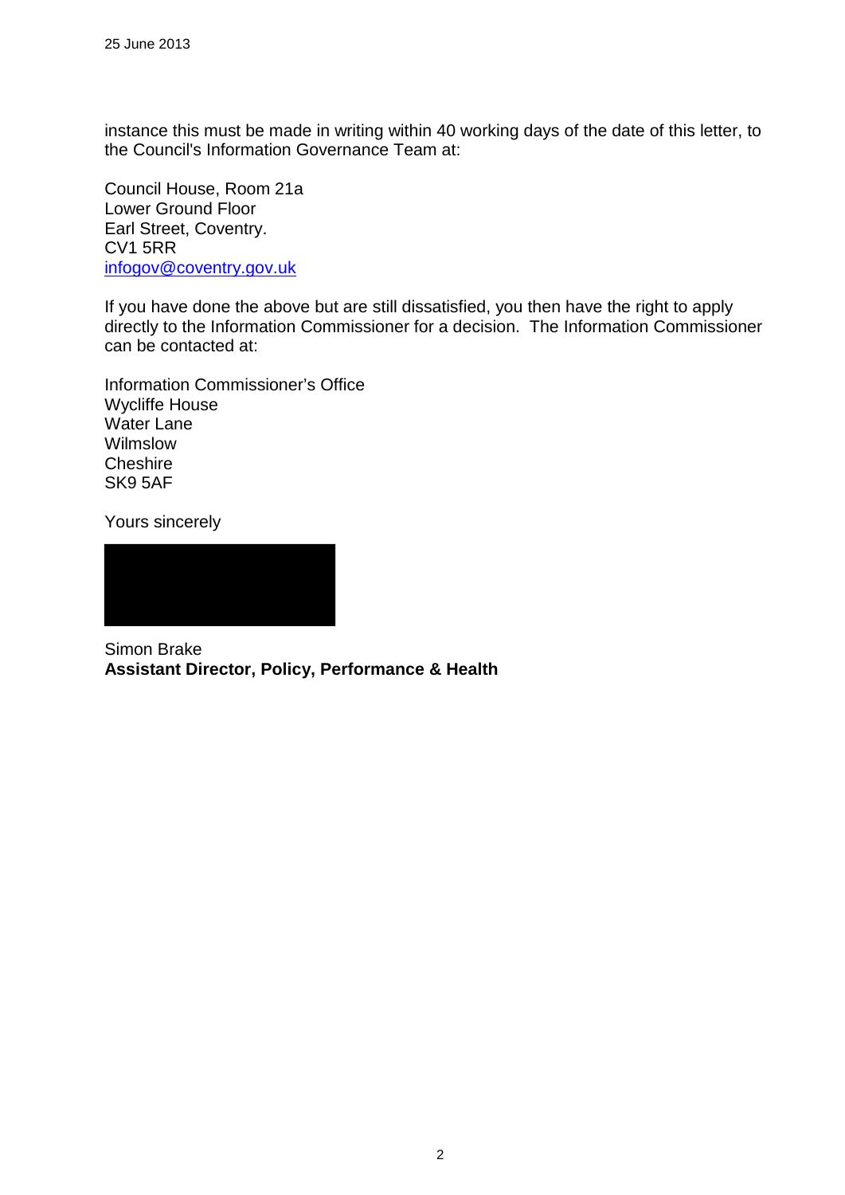25 June 2013

instance this must be made in writing within 40 working days of the date of this letter, to the Council's Information Governance Team at:

Council House, Room 21a
Lower Ground Floor
Earl Street, Coventry.
CV1 5RR
infogov@coventry.gov.uk

If you have done the above but are still dissatisfied, you then have the right to apply directly to the Information Commissioner for a decision. The Information Commissioner can be contacted at:

Information Commissioner's Office
Wycliffe House
Water Lane
Wilmslow
Cheshire
SK9 5AF

Yours sincerely

Simon Brake
**Assistant Director, Policy, Performance & Health**